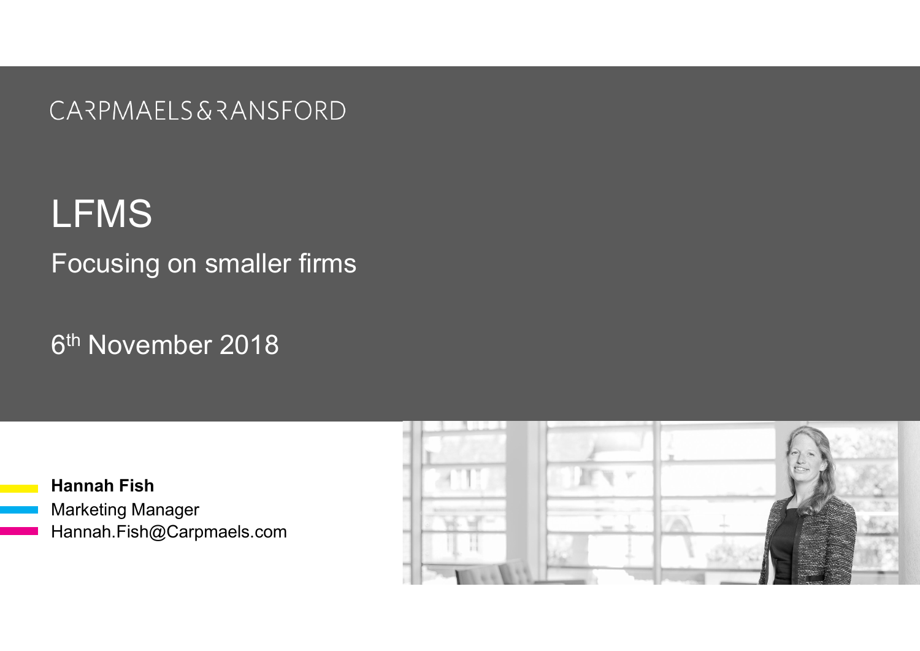CARPMAELS & RANSFORD

# LFMS

## Focusing on smaller firms

6th November 2018

**Hannah Fish**
Marketing Manager
Hannah.Fish@Carpmaels.com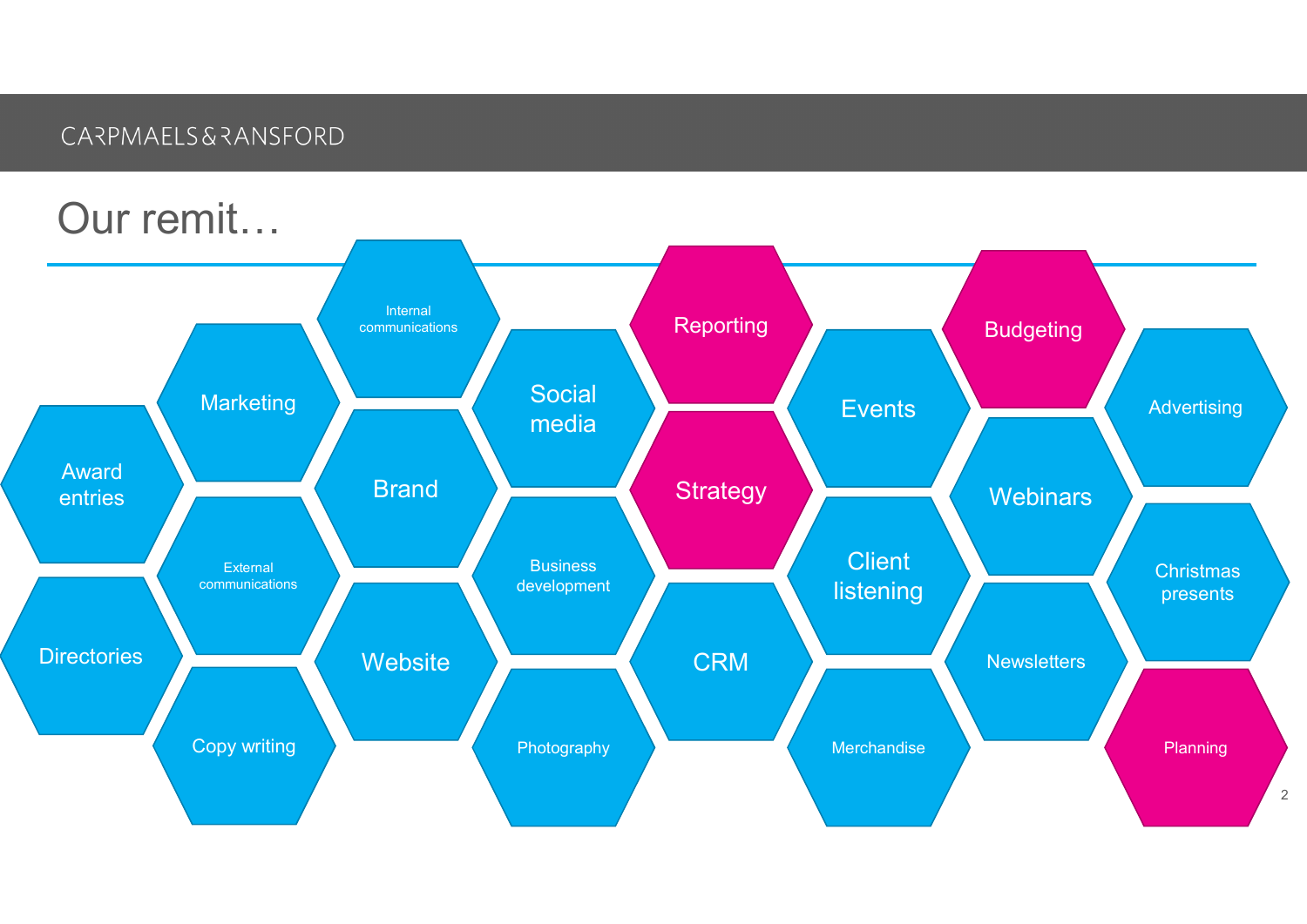# Our remit…

- Award entries
- Directories
- Marketing
- External communications
- Copy writing
- Internal communications
- Brand
- Website
- Social media
- Business development
- Photography
- Reporting
- Strategy
- CRM
- Events
- Client listening
- Merchandise
- Budgeting
- Webinars
- Newsletters
- Advertising
- Christmas presents
- Planning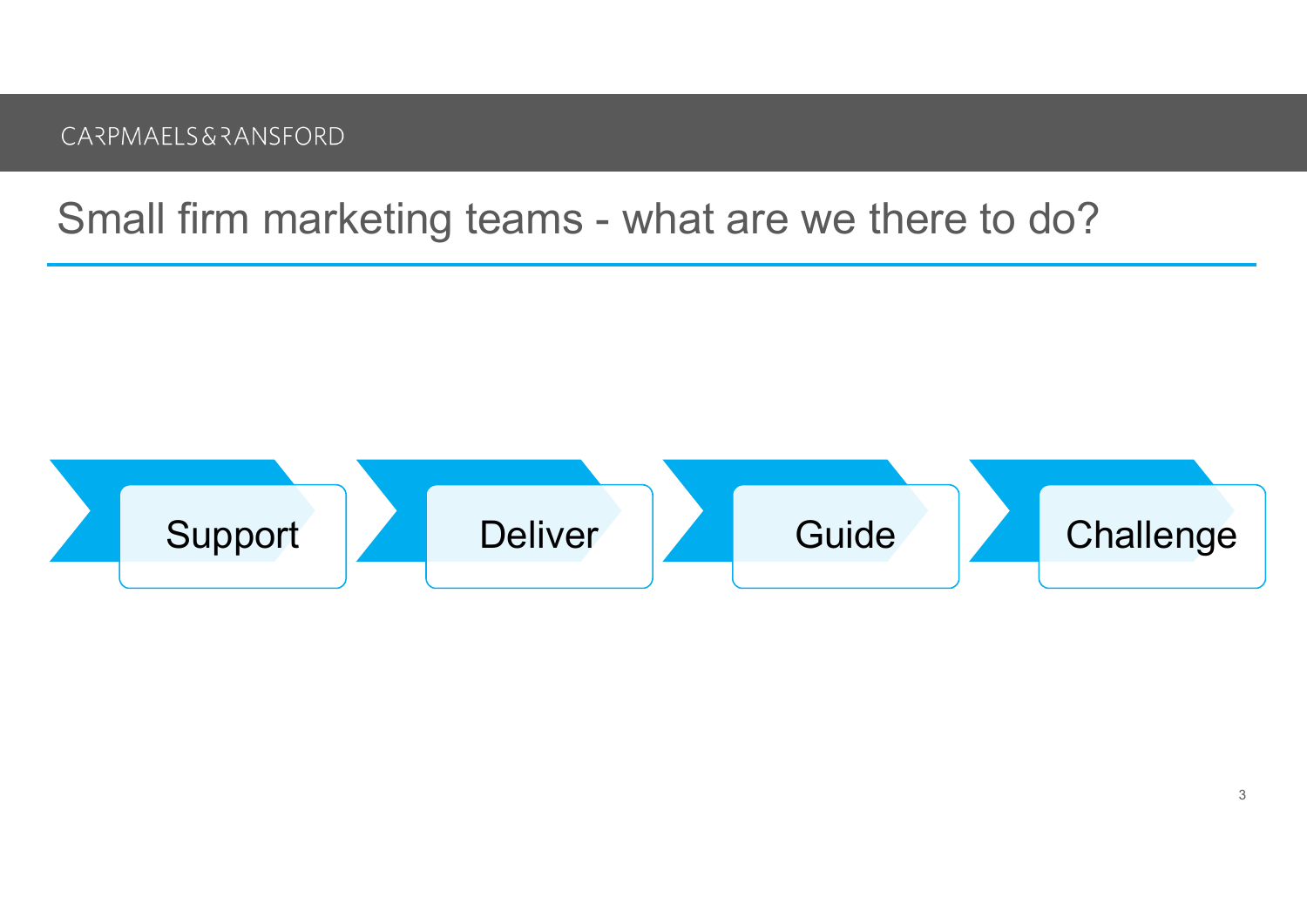## Small firm marketing teams - what are we there to do?

- Support
- Deliver
- Guide
- Challenge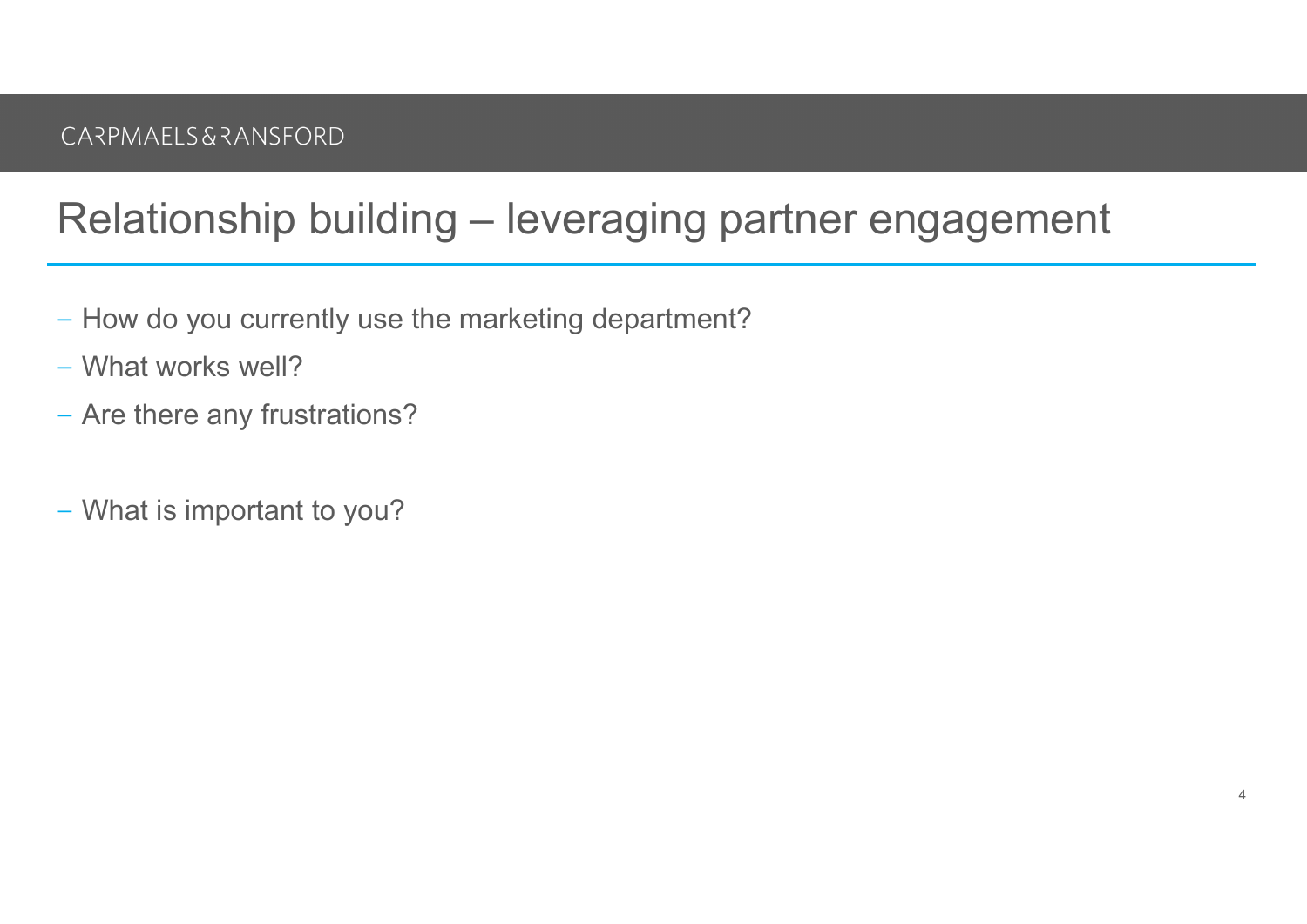# Relationship building – leveraging partner engagement

- How do you currently use the marketing department?
- What works well?
- Are there any frustrations?

- What is important to you?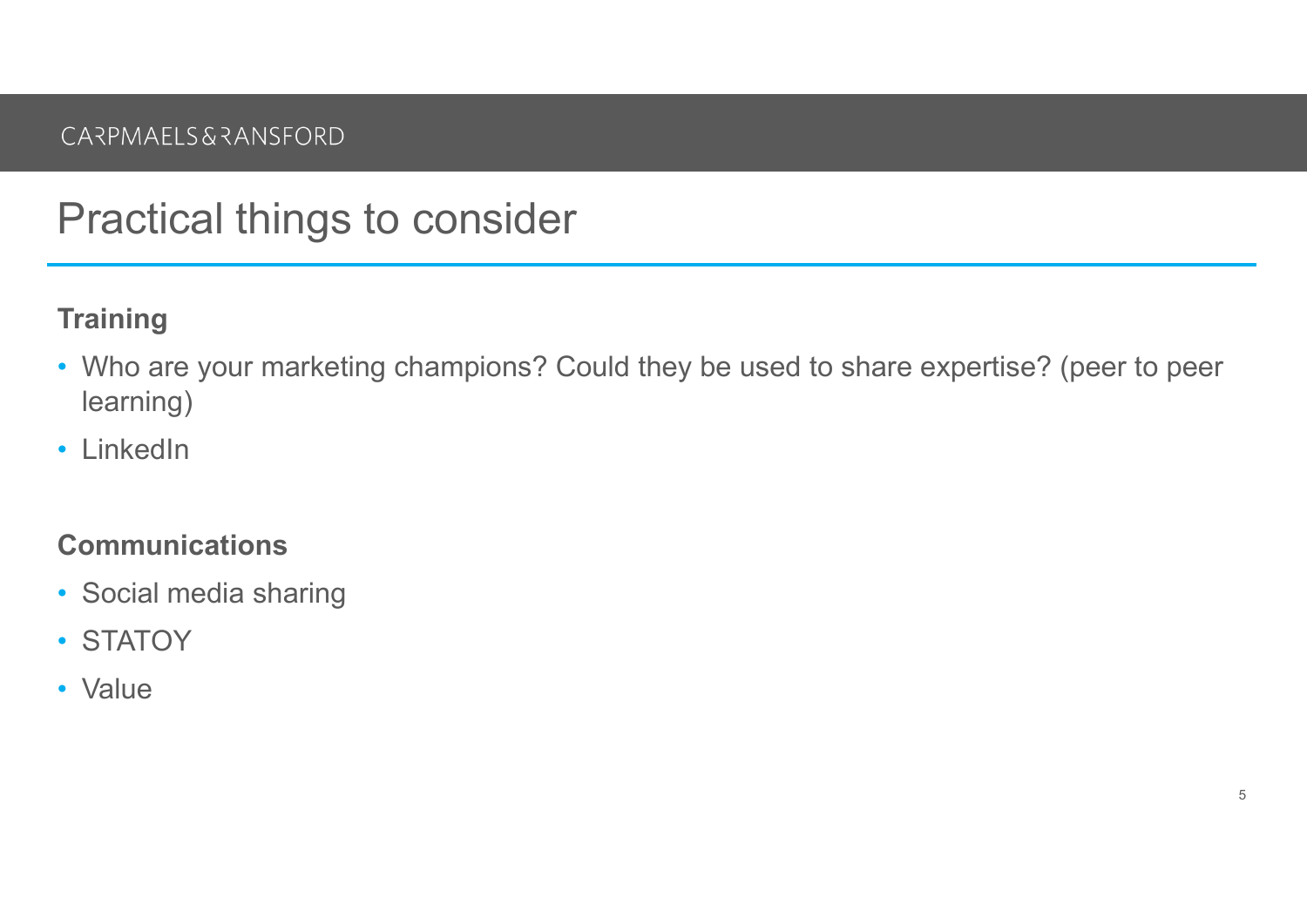# Practical things to consider

**Training**

- Who are your marketing champions? Could they be used to share expertise? (peer to peer learning)
- LinkedIn

**Communications**

- Social media sharing
- STATOY
- Value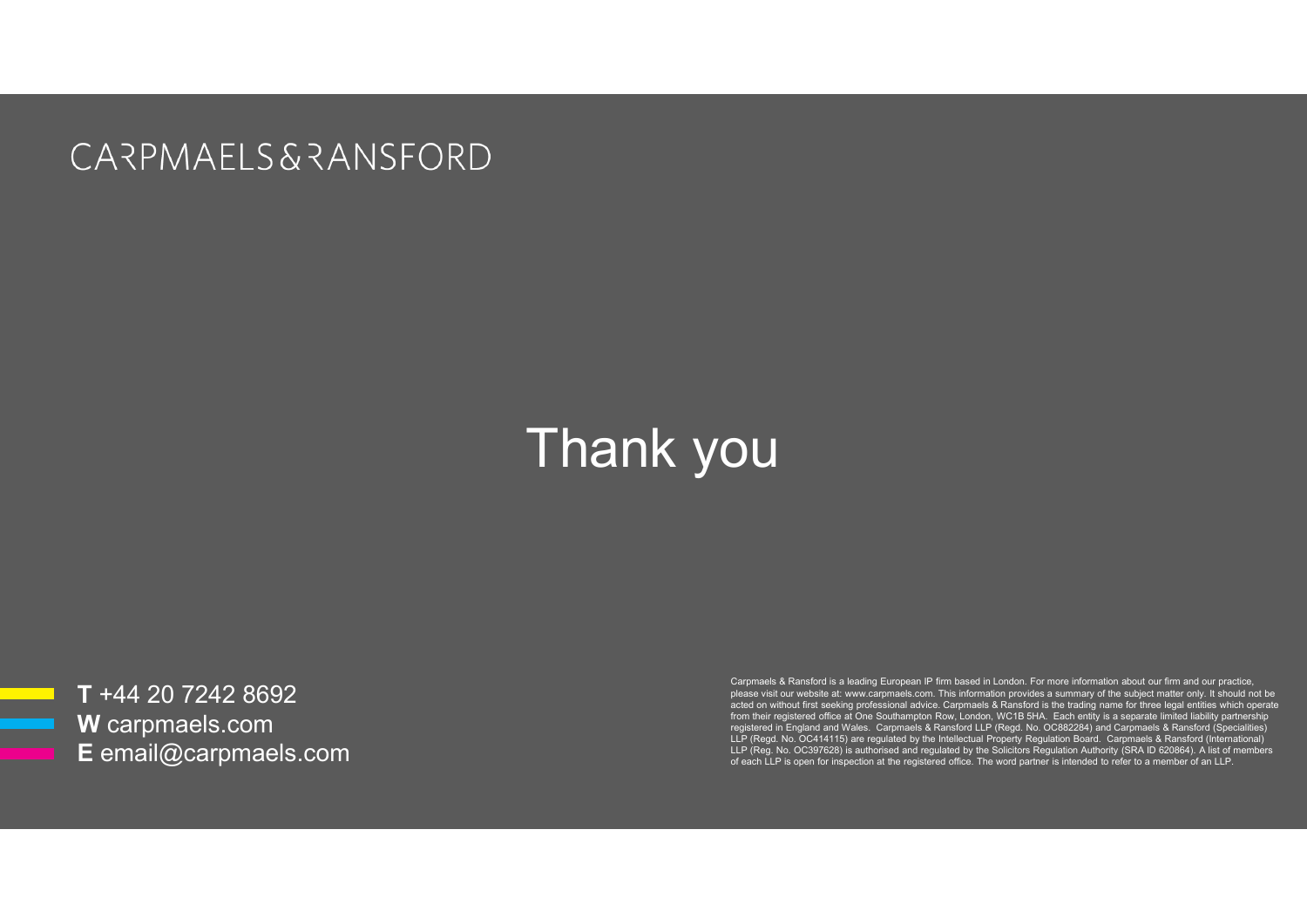CARPMAELS&RANSFORD

# Thank you

**T** +44 20 7242 8692
**W** carpmaels.com
**E** email@carpmaels.com

Carpmaels & Ransford is a leading European IP firm based in London. For more information about our firm and our practice, please visit our website at: www.carpmaels.com. This information provides a summary of the subject matter only. It should not be acted on without first seeking professional advice. Carpmaels & Ransford is the trading name for three legal entities which operate from their registered office at One Southampton Row, London, WC1B 5HA. Each entity is a separate limited liability partnership registered in England and Wales. Carpmaels & Ransford LLP (Regd. No. OC882284) and Carpmaels & Ransford (Specialities) LLP (Regd. No. OC414115) are regulated by the Intellectual Property Regulation Board. Carpmaels & Ransford (International) LLP (Reg. No. OC397628) is authorised and regulated by the Solicitors Regulation Authority (SRA ID 620864). A list of members of each LLP is open for inspection at the registered office. The word partner is intended to refer to a member of an LLP.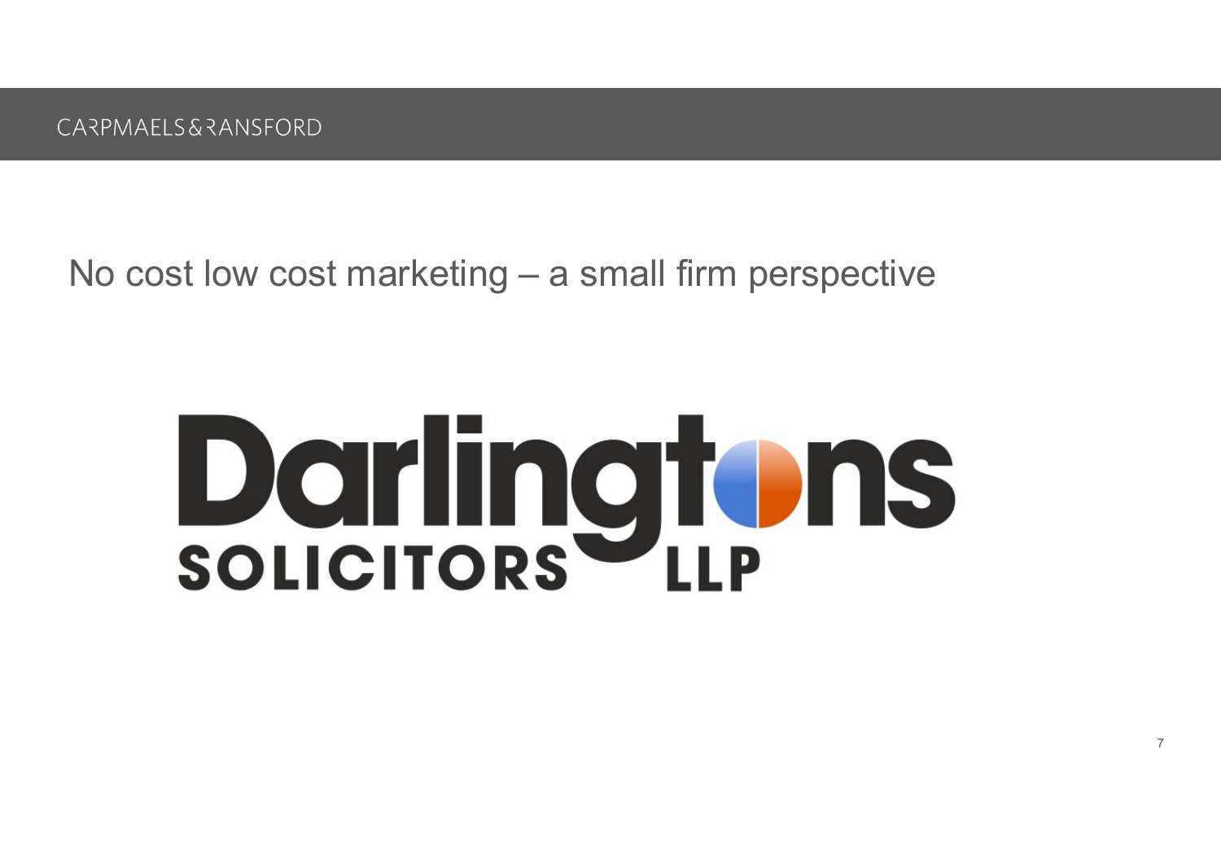# No cost low cost marketing – a small firm perspective

Darlingtons SOLICITORS LLP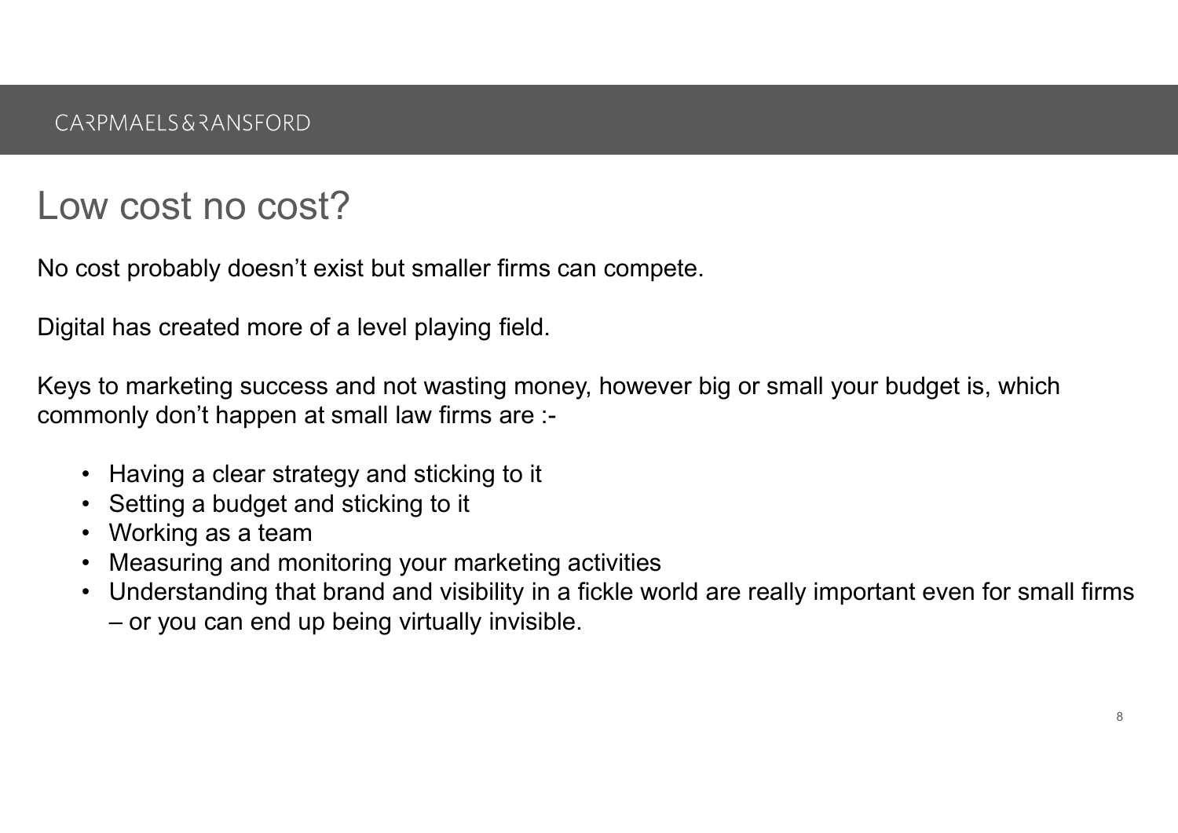# Low cost no cost?

No cost probably doesn't exist but smaller firms can compete.

Digital has created more of a level playing field.

Keys to marketing success and not wasting money, however big or small your budget is, which commonly don't happen at small law firms are :-

- Having a clear strategy and sticking to it
- Setting a budget and sticking to it
- Working as a team
- Measuring and monitoring your marketing activities
- Understanding that brand and visibility in a fickle world are really important even for small firms – or you can end up being virtually invisible.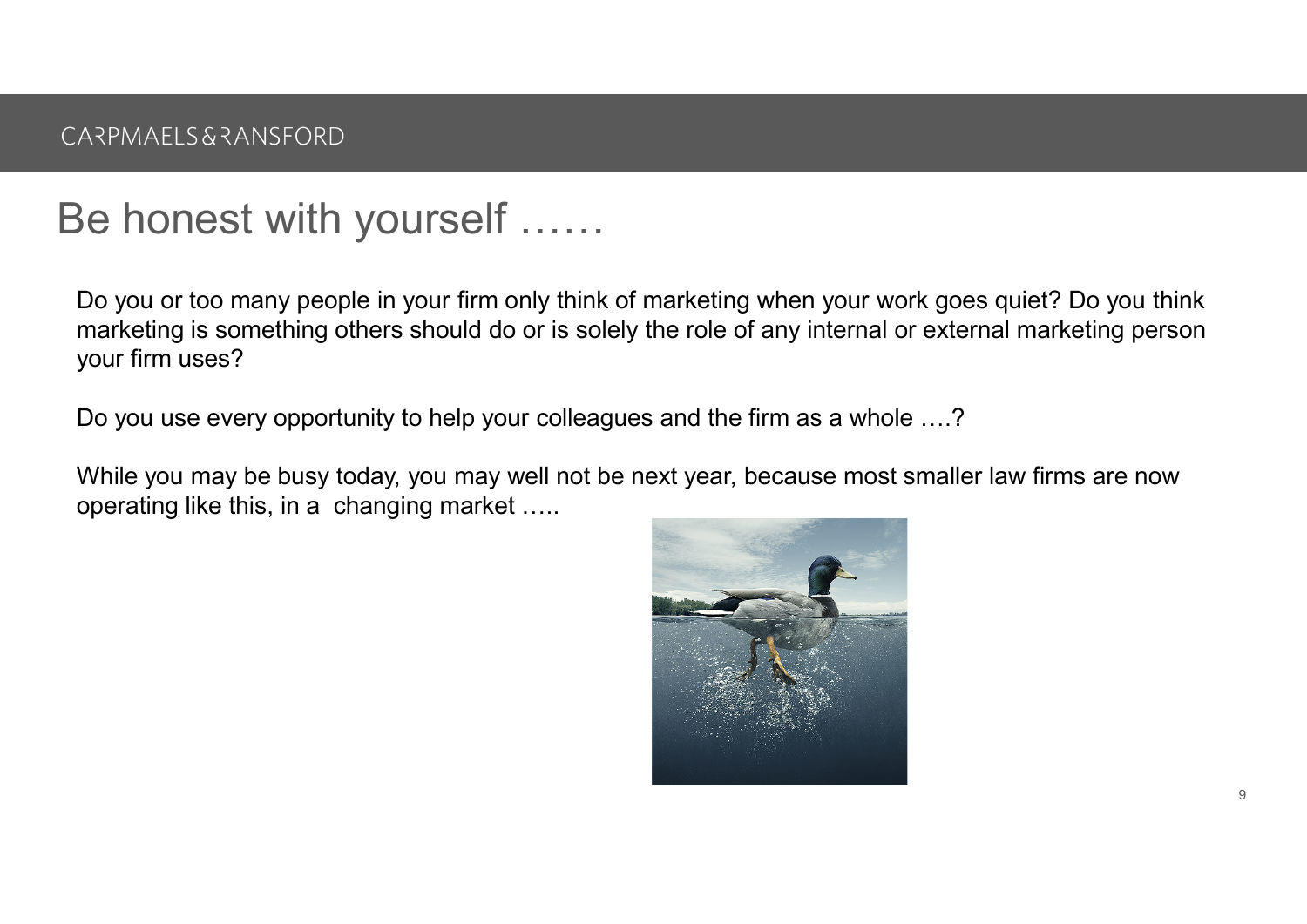# Be honest with yourself ……

Do you or too many people in your firm only think of marketing when your work goes quiet? Do you think marketing is something others should do or is solely the role of any internal or external marketing person your firm uses?

Do you use every opportunity to help your colleagues and the firm as a whole ….?

While you may be busy today, you may well not be next year, because most smaller law firms are now operating like this, in a changing market …..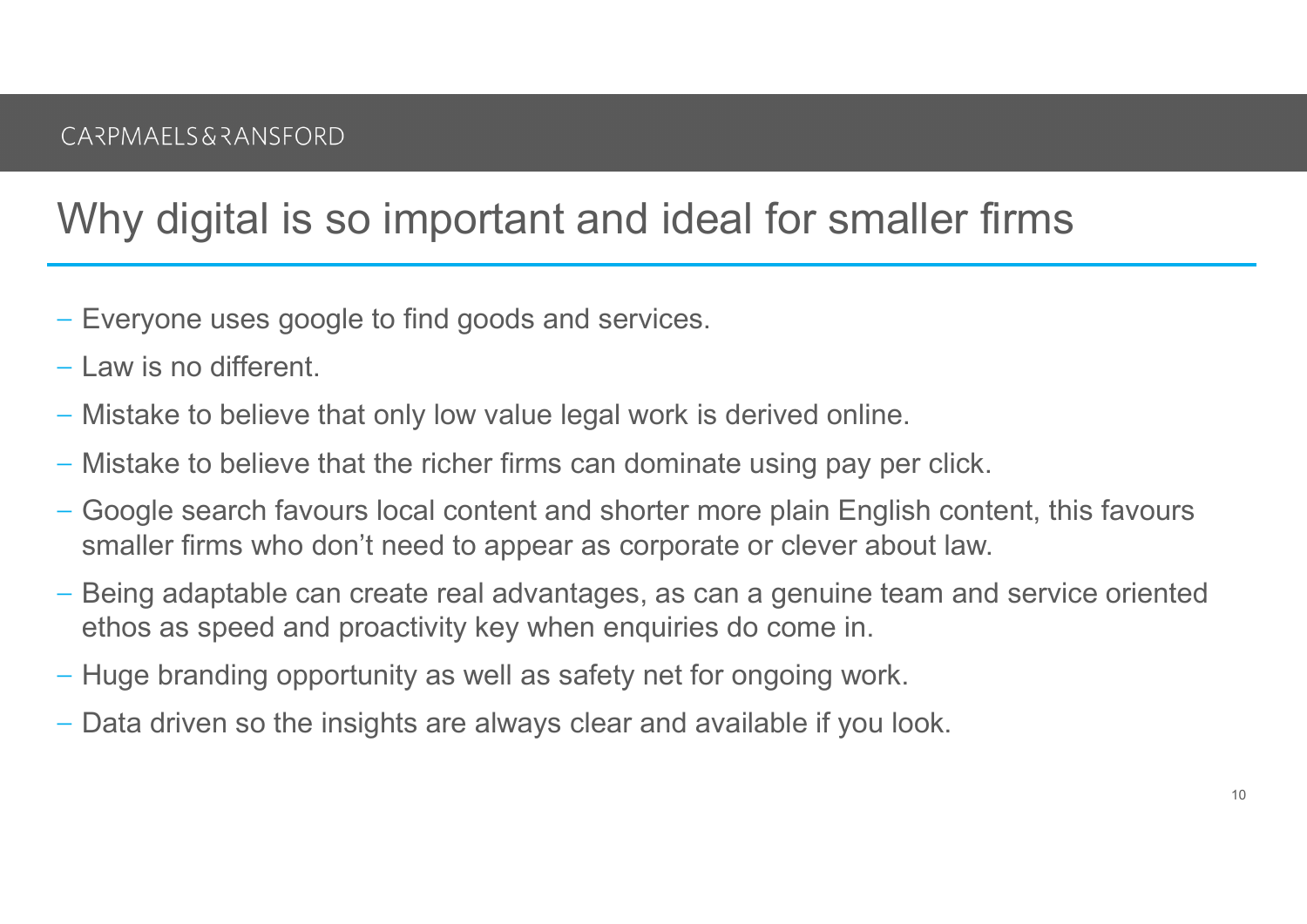# Why digital is so important and ideal for smaller firms

- Everyone uses google to find goods and services.
- Law is no different.
- Mistake to believe that only low value legal work is derived online.
- Mistake to believe that the richer firms can dominate using pay per click.
- Google search favours local content and shorter more plain English content, this favours smaller firms who don't need to appear as corporate or clever about law.
- Being adaptable can create real advantages, as can a genuine team and service oriented ethos as speed and proactivity key when enquiries do come in.
- Huge branding opportunity as well as safety net for ongoing work.
- Data driven so the insights are always clear and available if you look.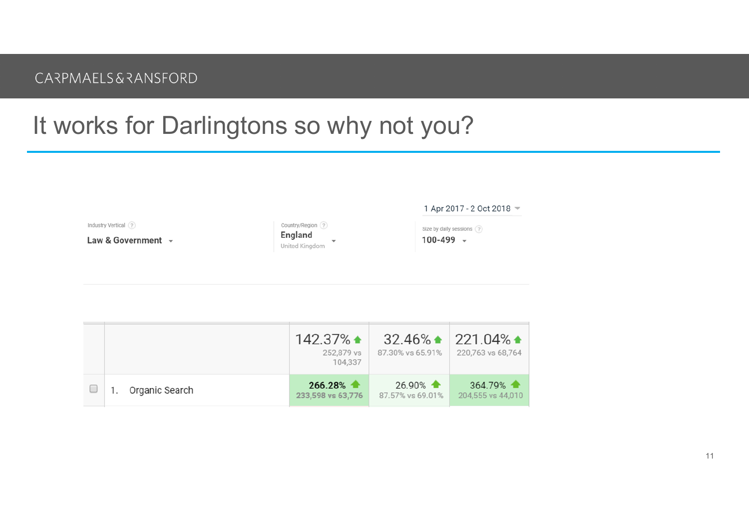# It works for Darlingtons so why not you?

Industry Vertical: **Law & Government**

Country/Region: **England** (United Kingdom)

Size by daily sessions: **100-499**

1 Apr 2017 - 2 Oct 2018

| | | | | |
|---|---|---|---|---|
| | | 142.37% 252,879 vs 104,337 | 32.46% 87.30% vs 65.91% | 221.04% 220,763 vs 68,764 |
| | 1. Organic Search | **266.28%** 233,598 vs 63,776 | 26.90% 87.57% vs 69.01% | 364.79% 204,555 vs 44,010 |